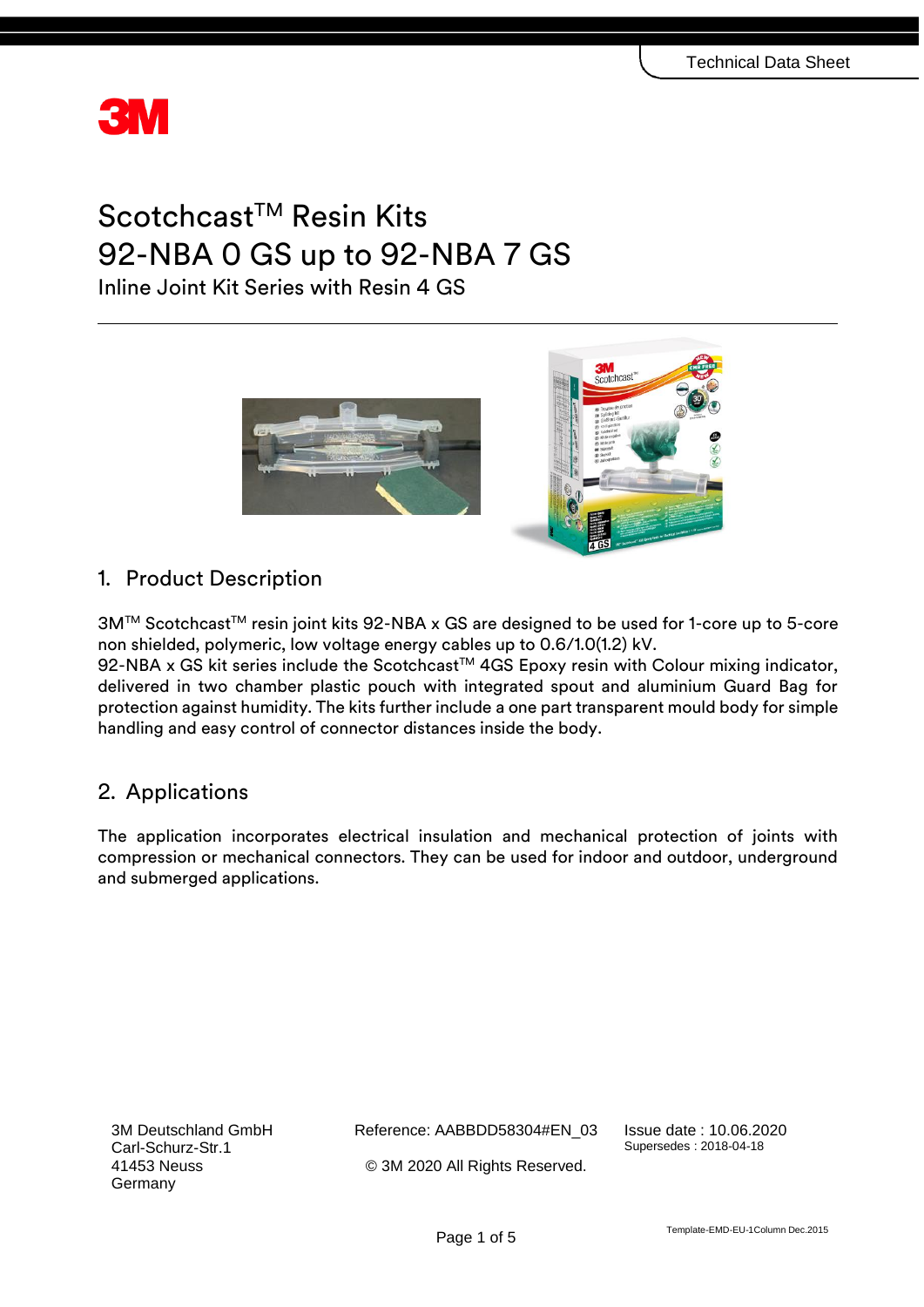# Scotchcast™ Resin Kits
# 92-NBA 0 GS up to 92-NBA 7 GS

Inline Joint Kit Series with Resin 4 GS

## 1. Product Description

3M™ Scotchcast™ resin joint kits 92-NBA x GS are designed to be used for 1-core up to 5-core non shielded, polymeric, low voltage energy cables up to 0.6/1.0(1.2) kV.
92-NBA x GS kit series include the Scotchcast™ 4GS Epoxy resin with Colour mixing indicator, delivered in two chamber plastic pouch with integrated spout and aluminium Guard Bag for protection against humidity. The kits further include a one part transparent mould body for simple handling and easy control of connector distances inside the body.

## 2. Applications

The application incorporates electrical insulation and mechanical protection of joints with compression or mechanical connectors. They can be used for indoor and outdoor, underground and submerged applications.

3M Deutschland GmbH
Carl-Schurz-Str.1
41453 Neuss
Germany

Reference: AABBDD58304#EN_03

© 3M 2020 All Rights Reserved.

Issue date : 10.06.2020
Supersedes : 2018-04-18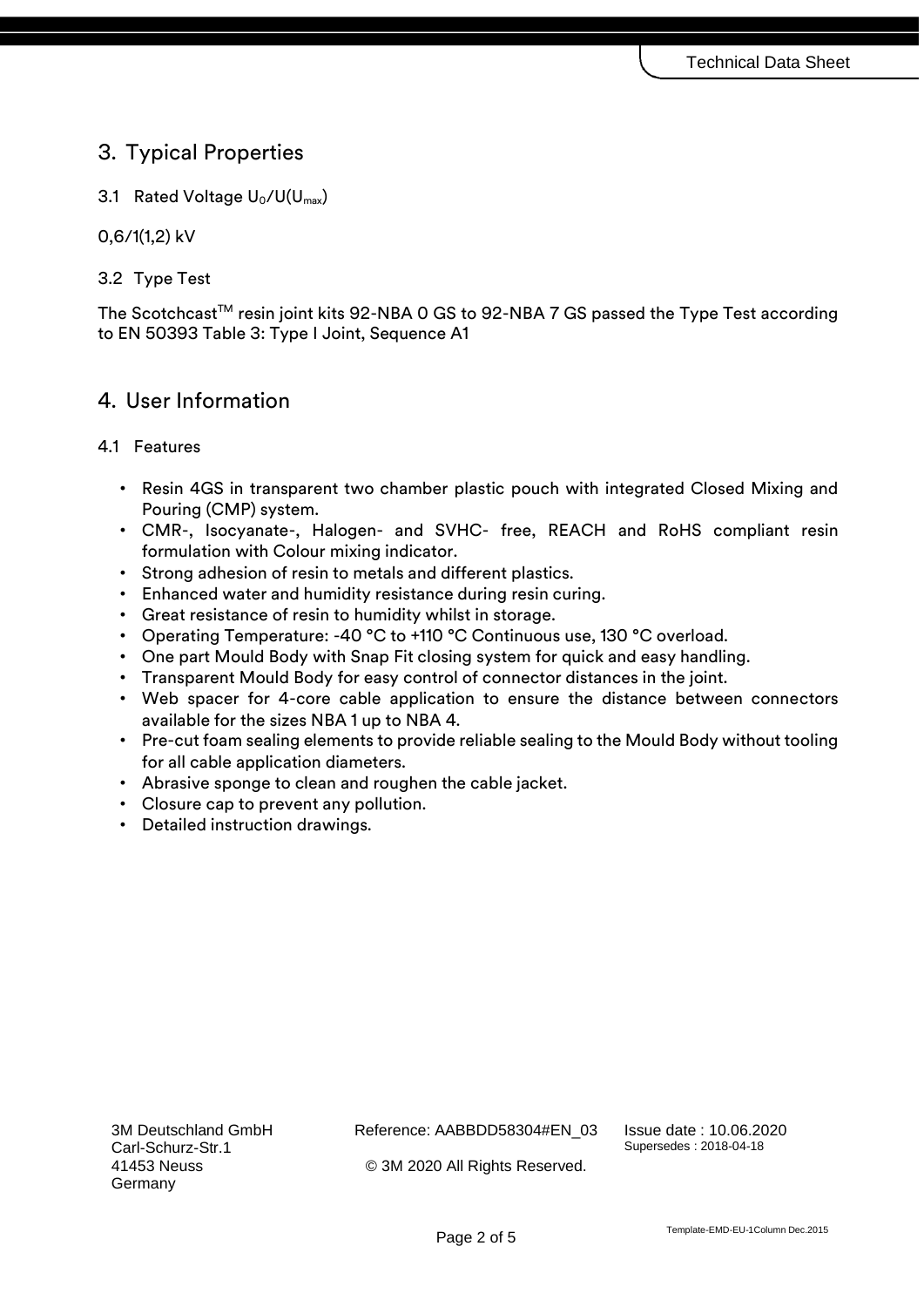## 3. Typical Properties

### 3.1 Rated Voltage $U_0/U(U_{max})$

0,6/1(1,2) kV

### 3.2 Type Test

The Scotchcast™ resin joint kits 92-NBA 0 GS to 92-NBA 7 GS passed the Type Test according to EN 50393 Table 3: Type I Joint, Sequence A1

## 4. User Information

### 4.1 Features

- Resin 4GS in transparent two chamber plastic pouch with integrated Closed Mixing and Pouring (CMP) system.
- CMR-, Isocyanate-, Halogen- and SVHC- free, REACH and RoHS compliant resin formulation with Colour mixing indicator.
- Strong adhesion of resin to metals and different plastics.
- Enhanced water and humidity resistance during resin curing.
- Great resistance of resin to humidity whilst in storage.
- Operating Temperature: -40 °C to +110 °C Continuous use, 130 °C overload.
- One part Mould Body with Snap Fit closing system for quick and easy handling.
- Transparent Mould Body for easy control of connector distances in the joint.
- Web spacer for 4-core cable application to ensure the distance between connectors available for the sizes NBA 1 up to NBA 4.
- Pre-cut foam sealing elements to provide reliable sealing to the Mould Body without tooling for all cable application diameters.
- Abrasive sponge to clean and roughen the cable jacket.
- Closure cap to prevent any pollution.
- Detailed instruction drawings.

3M Deutschland GmbH
Carl-Schurz-Str.1
41453 Neuss
Germany

Reference: AABBDD58304#EN_03

© 3M 2020 All Rights Reserved.

Issue date : 10.06.2020
Supersedes : 2018-04-18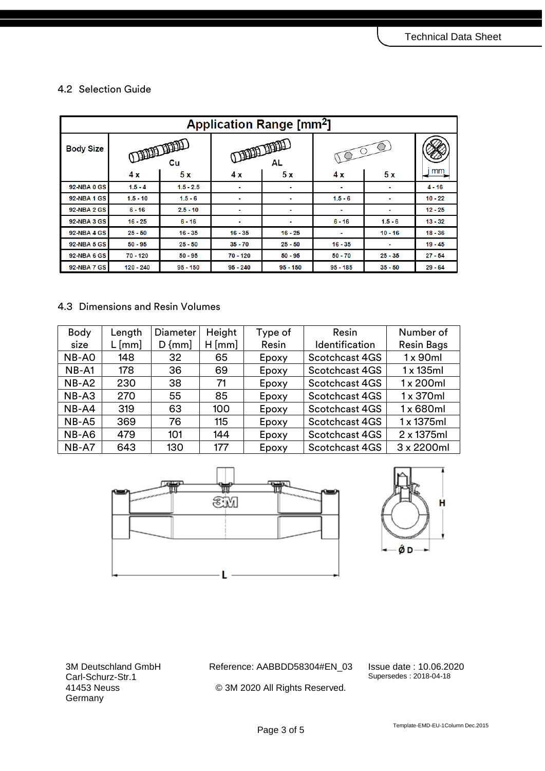### 4.2 Selection Guide

| Application Range [mm²] | | | | | | | |
|---|---|---|---|---|---|---|---|
| Body Size | Cu | | AL | | | | mm |
| | 4 x | 5 x | 4 x | 5 x | 4 x | 5 x | |
| 92-NBA 0 GS | 1.5 - 4 | 1.5 - 2.5 | - | - | - | - | 4 - 16 |
| 92-NBA 1 GS | 1.5 - 10 | 1.5 - 6 | - | - | 1.5 - 6 | - | 10 - 22 |
| 92-NBA 2 GS | 6 - 16 | 2.5 - 10 | - | - | - | - | 12 - 25 |
| 92-NBA 3 GS | 16 - 25 | 6 - 16 | - | - | 6 - 16 | 1.5 - 6 | 13 - 32 |
| 92-NBA 4 GS | 25 - 50 | 16 - 35 | 16 - 35 | 16 - 25 | - | 10 - 16 | 18 - 36 |
| 92-NBA 5 GS | 50 - 95 | 25 - 50 | 35 - 70 | 25 - 50 | 16 - 35 | - | 19 - 45 |
| 92-NBA 6 GS | 70 - 120 | 50 - 95 | 70 - 120 | 50 - 95 | 50 - 70 | 25 - 35 | 27 - 54 |
| 92-NBA 7 GS | 120 - 240 | 95 - 150 | 95 - 240 | 95 - 150 | 95 - 185 | 35 - 50 | 29 - 64 |

### 4.3 Dimensions and Resin Volumes

| Body size | Length L [mm] | Diameter D {mm] | Height H [mm] | Type of Resin | Resin Identification | Number of Resin Bags |
|---|---|---|---|---|---|---|
| NB-A0 | 148 | 32 | 65 | Epoxy | Scotchcast 4GS | 1 x 90ml |
| NB-A1 | 178 | 36 | 69 | Epoxy | Scotchcast 4GS | 1 x 135ml |
| NB-A2 | 230 | 38 | 71 | Epoxy | Scotchcast 4GS | 1 x 200ml |
| NB-A3 | 270 | 55 | 85 | Epoxy | Scotchcast 4GS | 1 x 370ml |
| NB-A4 | 319 | 63 | 100 | Epoxy | Scotchcast 4GS | 1 x 680ml |
| NB-A5 | 369 | 76 | 115 | Epoxy | Scotchcast 4GS | 1 x 1375ml |
| NB-A6 | 479 | 101 | 144 | Epoxy | Scotchcast 4GS | 2 x 1375ml |
| NB-A7 | 643 | 130 | 177 | Epoxy | Scotchcast 4GS | 3 x 2200ml |

3M Deutschland GmbH
Carl-Schurz-Str.1
41453 Neuss
Germany

Reference: AABBDD58304#EN_03

© 3M 2020 All Rights Reserved.

Issue date : 10.06.2020
Supersedes : 2018-04-18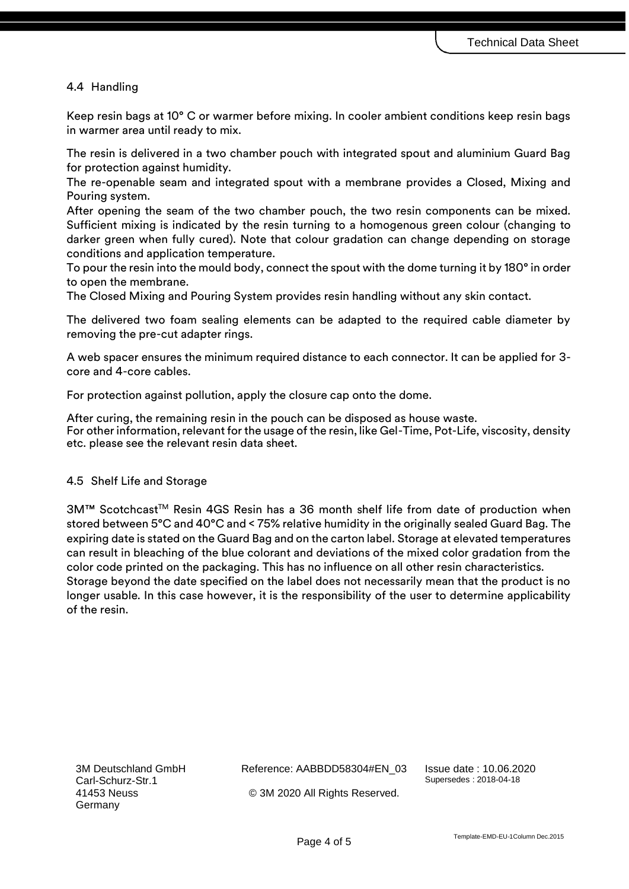### 4.4 Handling

Keep resin bags at 10° C or warmer before mixing. In cooler ambient conditions keep resin bags in warmer area until ready to mix.

The resin is delivered in a two chamber pouch with integrated spout and aluminium Guard Bag for protection against humidity.
The re-openable seam and integrated spout with a membrane provides a Closed, Mixing and Pouring system.
After opening the seam of the two chamber pouch, the two resin components can be mixed. Sufficient mixing is indicated by the resin turning to a homogenous green colour (changing to darker green when fully cured). Note that colour gradation can change depending on storage conditions and application temperature.
To pour the resin into the mould body, connect the spout with the dome turning it by 180° in order to open the membrane.
The Closed Mixing and Pouring System provides resin handling without any skin contact.

The delivered two foam sealing elements can be adapted to the required cable diameter by removing the pre-cut adapter rings.

A web spacer ensures the minimum required distance to each connector. It can be applied for 3-core and 4-core cables.

For protection against pollution, apply the closure cap onto the dome.

After curing, the remaining resin in the pouch can be disposed as house waste.
For other information, relevant for the usage of the resin, like Gel-Time, Pot-Life, viscosity, density etc. please see the relevant resin data sheet.

### 4.5 Shelf Life and Storage

3M™ Scotchcast™ Resin 4GS Resin has a 36 month shelf life from date of production when stored between 5°C and 40°C and < 75% relative humidity in the originally sealed Guard Bag. The expiring date is stated on the Guard Bag and on the carton label. Storage at elevated temperatures can result in bleaching of the blue colorant and deviations of the mixed color gradation from the color code printed on the packaging. This has no influence on all other resin characteristics.
Storage beyond the date specified on the label does not necessarily mean that the product is no longer usable. In this case however, it is the responsibility of the user to determine applicability of the resin.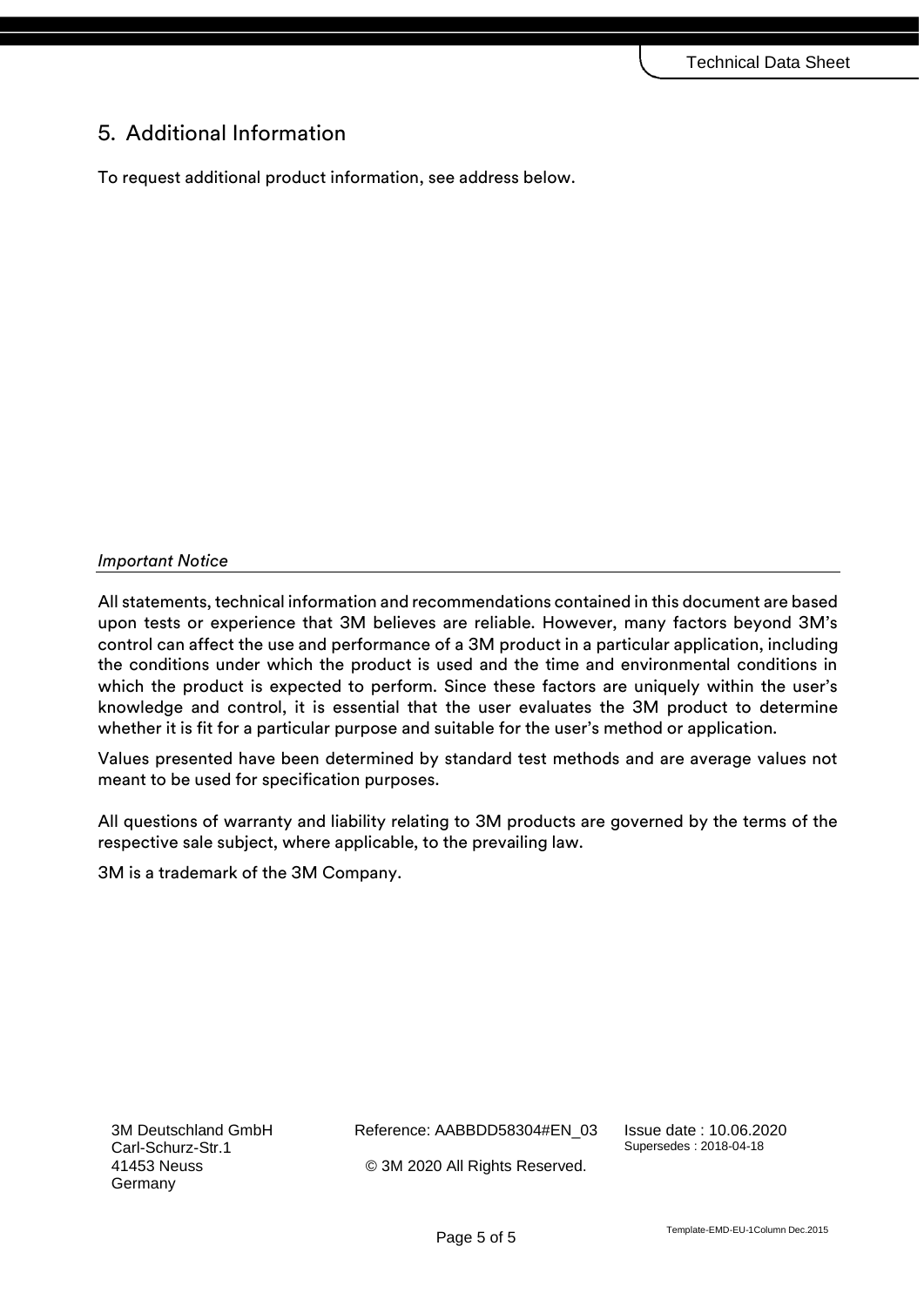## 5. Additional Information

To request additional product information, see address below.

*Important Notice*

All statements, technical information and recommendations contained in this document are based upon tests or experience that 3M believes are reliable. However, many factors beyond 3M's control can affect the use and performance of a 3M product in a particular application, including the conditions under which the product is used and the time and environmental conditions in which the product is expected to perform. Since these factors are uniquely within the user's knowledge and control, it is essential that the user evaluates the 3M product to determine whether it is fit for a particular purpose and suitable for the user's method or application.

Values presented have been determined by standard test methods and are average values not meant to be used for specification purposes.

All questions of warranty and liability relating to 3M products are governed by the terms of the respective sale subject, where applicable, to the prevailing law.

3M is a trademark of the 3M Company.

3M Deutschland GmbH
Carl-Schurz-Str.1
41453 Neuss
Germany

Reference: AABBDD58304#EN_03

© 3M 2020 All Rights Reserved.

Issue date : 10.06.2020
Supersedes : 2018-04-18